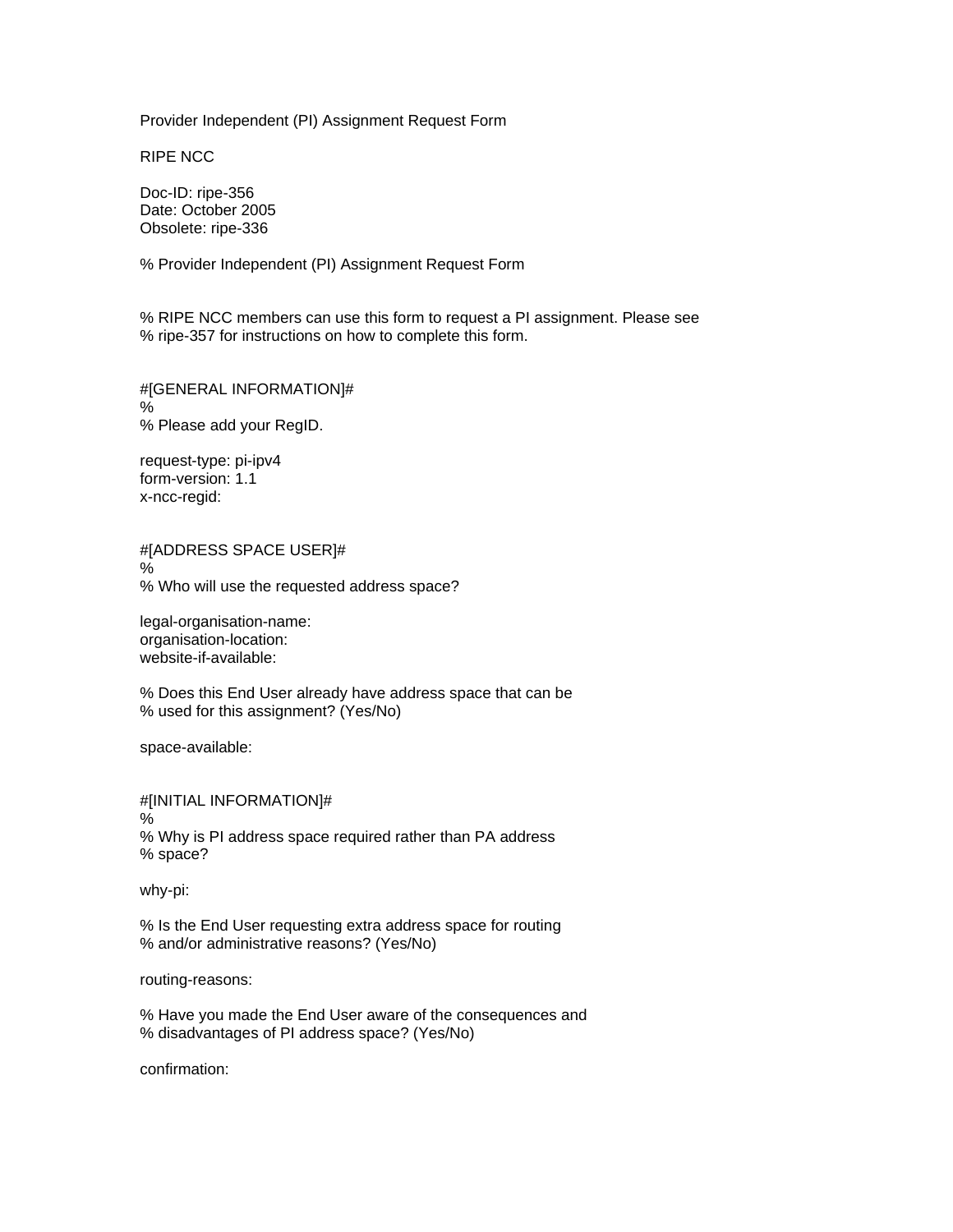Provider Independent (PI) Assignment Request Form

RIPE NCC

Doc-ID: ripe-356
Date: October 2005
Obsolete: ripe-336

% Provider Independent (PI) Assignment Request Form

% RIPE NCC members can use this form to request a PI assignment. Please see
% ripe-357 for instructions on how to complete this form.

#[GENERAL INFORMATION]#
%
% Please add your RegID.

request-type: pi-ipv4
form-version: 1.1
x-ncc-regid:

#[ADDRESS SPACE USER]#
%
% Who will use the requested address space?

legal-organisation-name:
organisation-location:
website-if-available:

% Does this End User already have address space that can be
% used for this assignment? (Yes/No)

space-available:

#[INITIAL INFORMATION]#
%
% Why is PI address space required rather than PA address
% space?

why-pi:

% Is the End User requesting extra address space for routing
% and/or administrative reasons? (Yes/No)

routing-reasons:

% Have you made the End User aware of the consequences and
% disadvantages of PI address space? (Yes/No)

confirmation: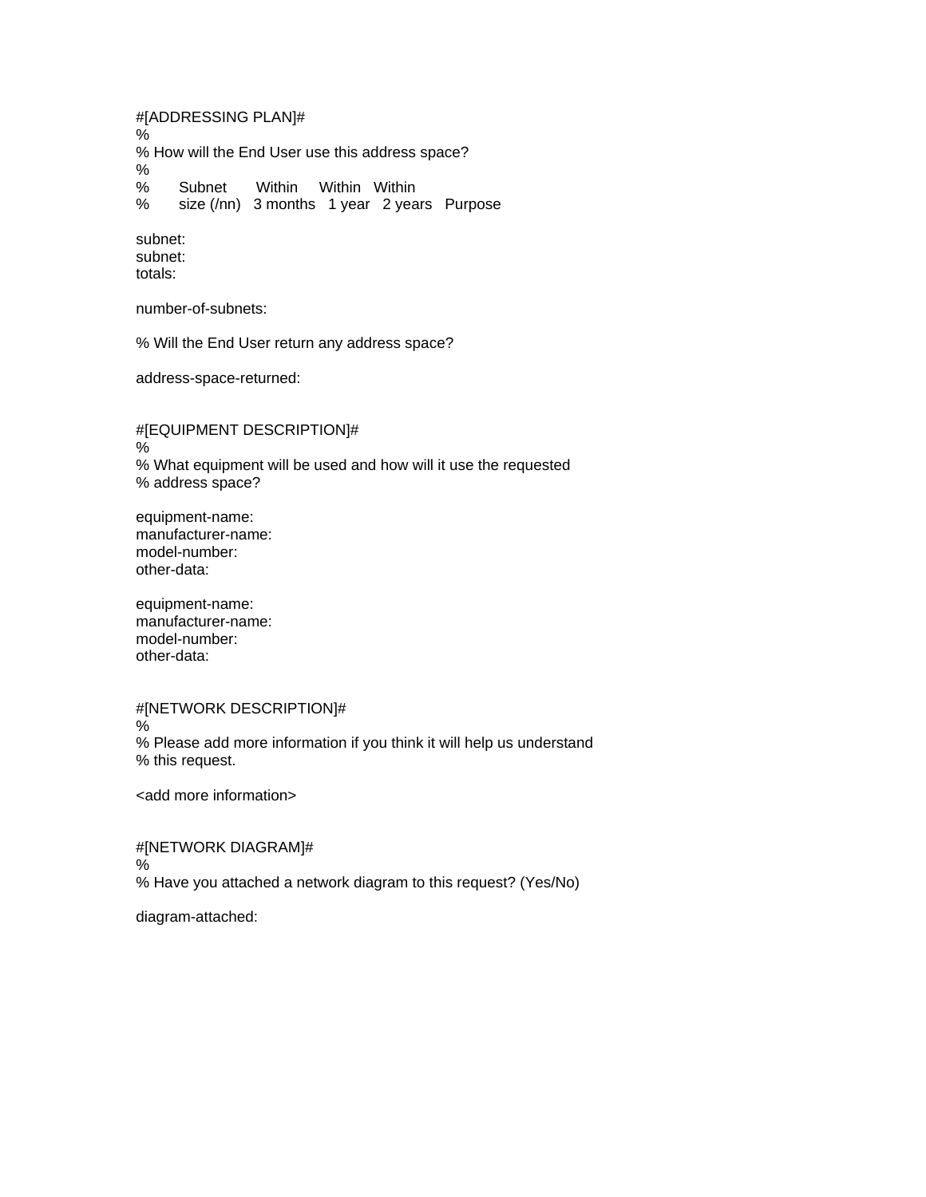```
#[ADDRESSING PLAN]#
%
% How will the End User use this address space?
%
%       Subnet       Within     Within   Within
%       size (/nn)   3 months   1 year   2 years   Purpose

subnet:
subnet:
totals:

number-of-subnets:

% Will the End User return any address space?

address-space-returned:


#[EQUIPMENT DESCRIPTION]#
%
% What equipment will be used and how will it use the requested
% address space?

equipment-name:
manufacturer-name:
model-number:
other-data:

equipment-name:
manufacturer-name:
model-number:
other-data:


#[NETWORK DESCRIPTION]#
%
% Please add more information if you think it will help us understand
% this request.

<add more information>


#[NETWORK DIAGRAM]#
%
% Have you attached a network diagram to this request? (Yes/No)

diagram-attached:
```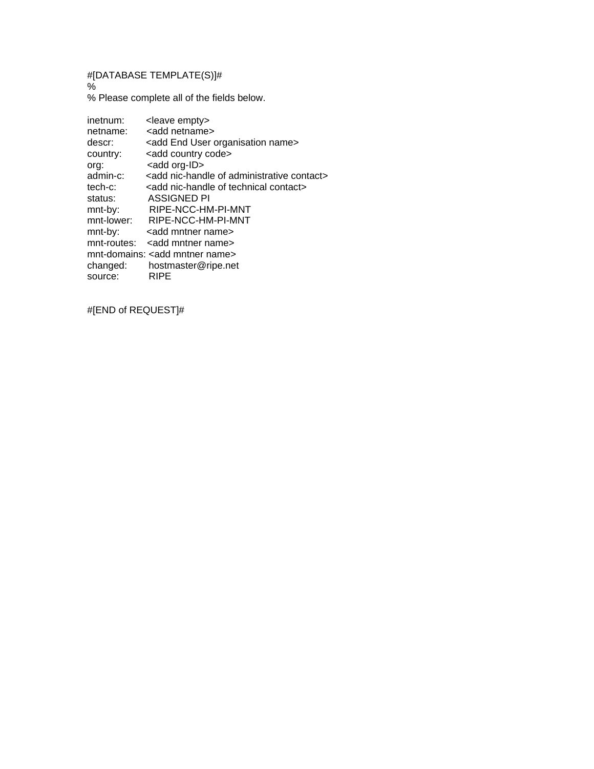```
#[DATABASE TEMPLATE(S)]#
%
% Please complete all of the fields below.

inetnum:       <leave empty>
netname:       <add netname>
descr:         <add End User organisation name>
country:       <add country code>
org:           <add org-ID>
admin-c:       <add nic-handle of administrative contact>
tech-c:        <add nic-handle of technical contact>
status:        ASSIGNED PI
mnt-by:        RIPE-NCC-HM-PI-MNT
mnt-lower:     RIPE-NCC-HM-PI-MNT
mnt-by:        <add mntner name>
mnt-routes:    <add mntner name>
mnt-domains:   <add mntner name>
changed:       hostmaster@ripe.net
source:        RIPE


#[END of REQUEST]#
```